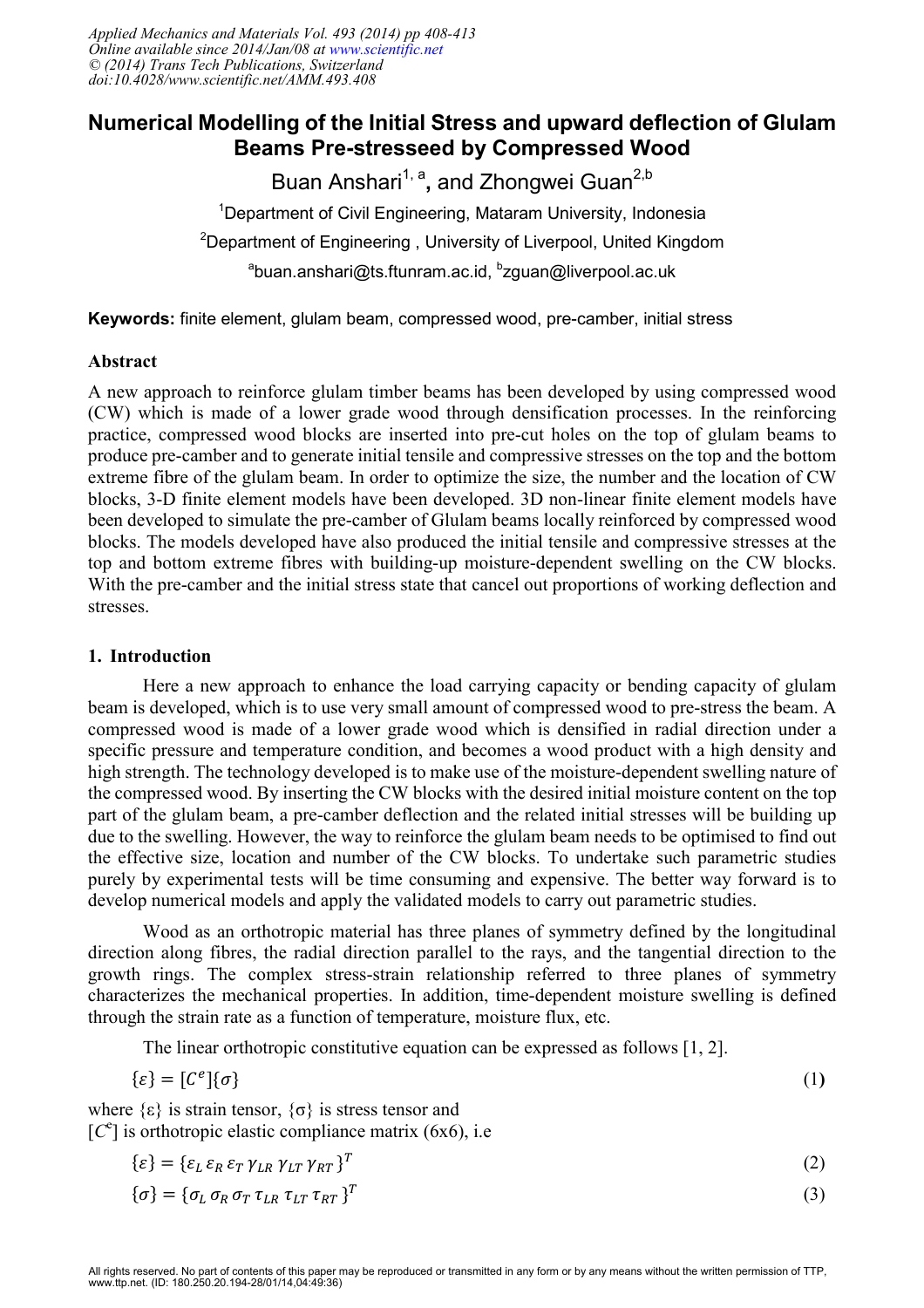# Numerical Modelling of the Initial Stress and upward deflection of Glulam Beams Pre-stresseed by Compressed Wood

Buan Anshari[1, a], and Zhongwei Guan[2,b]

[1]Department of Civil Engineering, Mataram University, Indonesia

[2]Department of Engineering , University of Liverpool, United Kingdom

[a]buan.anshari@ts.ftunram.ac.id, [b]zguan@liverpool.ac.uk

**Keywords:** finite element, glulam beam, compressed wood, pre-camber, initial stress

## Abstract

A new approach to reinforce glulam timber beams has been developed by using compressed wood (CW) which is made of a lower grade wood through densification processes. In the reinforcing practice, compressed wood blocks are inserted into pre-cut holes on the top of glulam beams to produce pre-camber and to generate initial tensile and compressive stresses on the top and the bottom extreme fibre of the glulam beam. In order to optimize the size, the number and the location of CW blocks, 3-D finite element models have been developed. 3D non-linear finite element models have been developed to simulate the pre-camber of Glulam beams locally reinforced by compressed wood blocks. The models developed have also produced the initial tensile and compressive stresses at the top and bottom extreme fibres with building-up moisture-dependent swelling on the CW blocks. With the pre-camber and the initial stress state that cancel out proportions of working deflection and stresses.

## 1. Introduction

Here a new approach to enhance the load carrying capacity or bending capacity of glulam beam is developed, which is to use very small amount of compressed wood to pre-stress the beam. A compressed wood is made of a lower grade wood which is densified in radial direction under a specific pressure and temperature condition, and becomes a wood product with a high density and high strength. The technology developed is to make use of the moisture-dependent swelling nature of the compressed wood. By inserting the CW blocks with the desired initial moisture content on the top part of the glulam beam, a pre-camber deflection and the related initial stresses will be building up due to the swelling. However, the way to reinforce the glulam beam needs to be optimised to find out the effective size, location and number of the CW blocks. To undertake such parametric studies purely by experimental tests will be time consuming and expensive. The better way forward is to develop numerical models and apply the validated models to carry out parametric studies.

Wood as an orthotropic material has three planes of symmetry defined by the longitudinal direction along fibres, the radial direction parallel to the rays, and the tangential direction to the growth rings. The complex stress-strain relationship referred to three planes of symmetry characterizes the mechanical properties. In addition, time-dependent moisture swelling is defined through the strain rate as a function of temperature, moisture flux, etc.

The linear orthotropic constitutive equation can be expressed as follows [1, 2].

$$\{\varepsilon\} = [C^e]\{\sigma\} \tag{1}$$

where $\{\varepsilon\}$ is strain tensor, $\{\sigma\}$ is stress tensor and
$[C^e]$ is orthotropic elastic compliance matrix (6x6), i.e

$$\{\varepsilon\} = \{\varepsilon_L\ \varepsilon_R\ \varepsilon_T\ \gamma_{LR}\ \gamma_{LT}\ \gamma_{RT}\}^T \tag{2}$$

$$\{\sigma\} = \{\sigma_L\ \sigma_R\ \sigma_T\ \tau_{LR}\ \tau_{LT}\ \tau_{RT}\}^T \tag{3}$$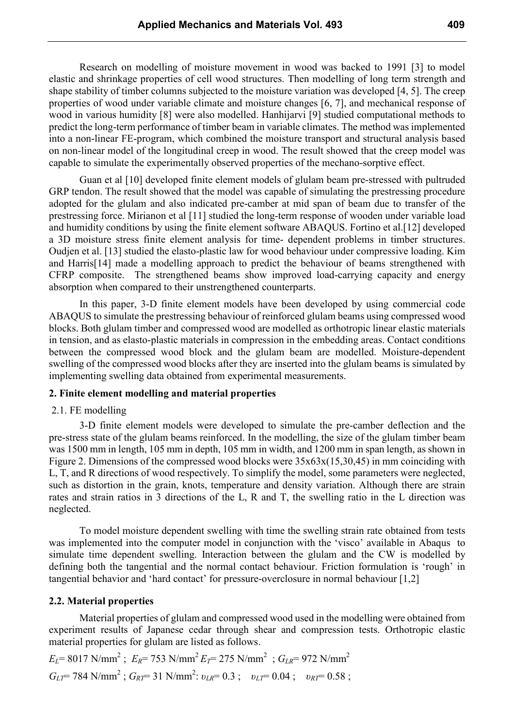Research on modelling of moisture movement in wood was backed to 1991 [3] to model elastic and shrinkage properties of cell wood structures. Then modelling of long term strength and shape stability of timber columns subjected to the moisture variation was developed [4, 5]. The creep properties of wood under variable climate and moisture changes [6, 7], and mechanical response of wood in various humidity [8] were also modelled. Hanhijarvi [9] studied computational methods to predict the long-term performance of timber beam in variable climates. The method was implemented into a non-linear FE-program, which combined the moisture transport and structural analysis based on non-linear model of the longitudinal creep in wood. The result showed that the creep model was capable to simulate the experimentally observed properties of the mechano-sorptive effect.

Guan et al [10] developed finite element models of glulam beam pre-stressed with pultruded GRP tendon. The result showed that the model was capable of simulating the prestressing procedure adopted for the glulam and also indicated pre-camber at mid span of beam due to transfer of the prestressing force. Mirianon et al [11] studied the long-term response of wooden under variable load and humidity conditions by using the finite element software ABAQUS. Fortino et al.[12] developed a 3D moisture stress finite element analysis for time- dependent problems in timber structures. Oudjen et al. [13] studied the elasto-plastic law for wood behaviour under compressive loading. Kim and Harris[14] made a modelling approach to predict the behaviour of beams strengthened with CFRP composite. The strengthened beams show improved load-carrying capacity and energy absorption when compared to their unstrengthened counterparts.

In this paper, 3-D finite element models have been developed by using commercial code ABAQUS to simulate the prestressing behaviour of reinforced glulam beams using compressed wood blocks. Both glulam timber and compressed wood are modelled as orthotropic linear elastic materials in tension, and as elasto-plastic materials in compression in the embedding areas. Contact conditions between the compressed wood block and the glulam beam are modelled. Moisture-dependent swelling of the compressed wood blocks after they are inserted into the glulam beams is simulated by implementing swelling data obtained from experimental measurements.

## 2. Finite element modelling and material properties

### 2.1. FE modelling

3-D finite element models were developed to simulate the pre-camber deflection and the pre-stress state of the glulam beams reinforced. In the modelling, the size of the glulam timber beam was 1500 mm in length, 105 mm in depth, 105 mm in width, and 1200 mm in span length, as shown in Figure 2. Dimensions of the compressed wood blocks were 35x63x(15,30,45) in mm coinciding with L, T, and R directions of wood respectively. To simplify the model, some parameters were neglected, such as distortion in the grain, knots, temperature and density variation. Although there are strain rates and strain ratios in 3 directions of the L, R and T, the swelling ratio in the L direction was neglected.

To model moisture dependent swelling with time the swelling strain rate obtained from tests was implemented into the computer model in conjunction with the 'visco' available in Abaqus to simulate time dependent swelling. Interaction between the glulam and the CW is modelled by defining both the tangential and the normal contact behaviour. Friction formulation is 'rough' in tangential behavior and 'hard contact' for pressure-overclosure in normal behaviour [1,2]

### 2.2. Material properties

Material properties of glulam and compressed wood used in the modelling were obtained from experiment results of Japanese cedar through shear and compression tests. Orthotropic elastic material properties for glulam are listed as follows.

$E_L$= 8017 N/mm$^2$ ; $E_R$= 753 N/mm$^2$ $E_T$= 275 N/mm$^2$ ; $G_{LR}$= 972 N/mm$^2$

$G_{LT}$= 784 N/mm$^2$ ; $G_{RT}$= 31 N/mm$^2$: $\upsilon_{LR}$= 0.3 ; $\upsilon_{LT}$= 0.04 ; $\upsilon_{RT}$= 0.58 ;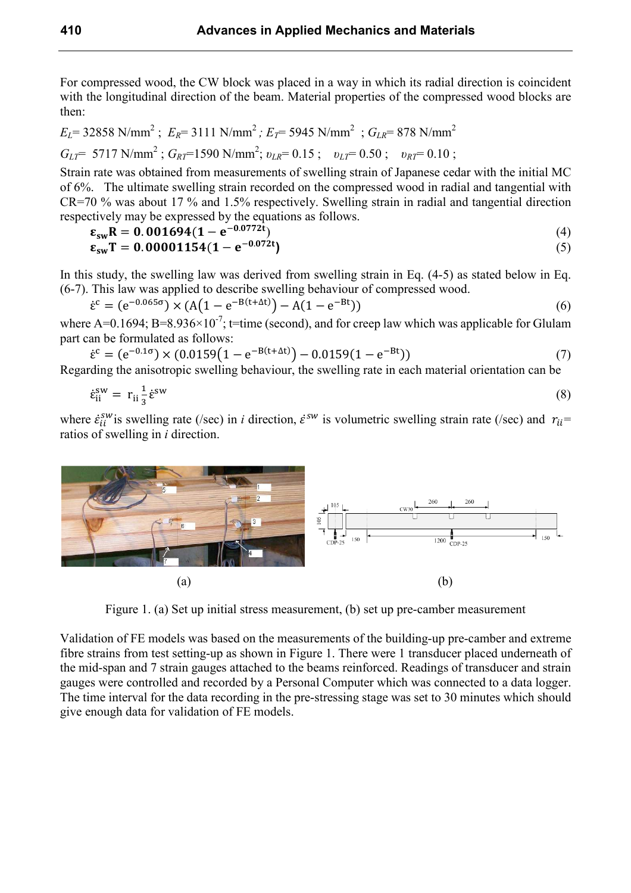For compressed wood, the CW block was placed in a way in which its radial direction is coincident with the longitudinal direction of the beam. Material properties of the compressed wood blocks are then:

$E_L$= 32858 N/mm$^2$ ; $E_R$= 3111 N/mm$^2$ ; $E_T$= 5945 N/mm$^2$ ; $G_{LR}$= 878 N/mm$^2$

$G_{LT}$= 5717 N/mm$^2$ ; $G_{RT}$=1590 N/mm$^2$; $\upsilon_{LR}$= 0.15 ; $\upsilon_{LT}$= 0.50 ; $\upsilon_{RT}$= 0.10 ;

Strain rate was obtained from measurements of swelling strain of Japanese cedar with the initial MC of 6%. The ultimate swelling strain recorded on the compressed wood in radial and tangential with CR=70 % was about 17 % and 1.5% respectively. Swelling strain in radial and tangential direction respectively may be expressed by the equations as follows.

$$\boldsymbol{\varepsilon_{sw}R = 0.001694(1 - e^{-0.0772t})} \tag{4}$$

$$\boldsymbol{\varepsilon_{sw}T = 0.00001154(1 - e^{-0.072t})} \tag{5}$$

In this study, the swelling law was derived from swelling strain in Eq. (4-5) as stated below in Eq. (6-7). This law was applied to describe swelling behaviour of compressed wood.

$$\dot{\varepsilon}^c = (e^{-0.065\sigma}) \times (A(1 - e^{-B(t+\Delta t)}) - A(1 - e^{-Bt})) \tag{6}$$

where A=0.1694; B=8.936×10$^{-7}$; t=time (second), and for creep law which was applicable for Glulam part can be formulated as follows:

$$\dot{\varepsilon}^c = (e^{-0.1\sigma}) \times (0.0159(1 - e^{-B(t+\Delta t)}) - 0.0159(1 - e^{-Bt})) \tag{7}$$

Regarding the anisotropic swelling behaviour, the swelling rate in each material orientation can be

$$\dot{\varepsilon}_{ii}^{sw} = r_{ii}\frac{1}{3}\dot{\varepsilon}^{sw} \tag{8}$$

where $\dot{\varepsilon}_{ii}^{sw}$ is swelling rate (/sec) in *i* direction, $\dot{\varepsilon}^{sw}$ is volumetric swelling strain rate (/sec) and $r_{ii}$= ratios of swelling in *i* direction.

(a) (b)

Figure 1. (a) Set up initial stress measurement, (b) set up pre-camber measurement

Validation of FE models was based on the measurements of the building-up pre-camber and extreme fibre strains from test setting-up as shown in Figure 1. There were 1 transducer placed underneath of the mid-span and 7 strain gauges attached to the beams reinforced. Readings of transducer and strain gauges were controlled and recorded by a Personal Computer which was connected to a data logger. The time interval for the data recording in the pre-stressing stage was set to 30 minutes which should give enough data for validation of FE models.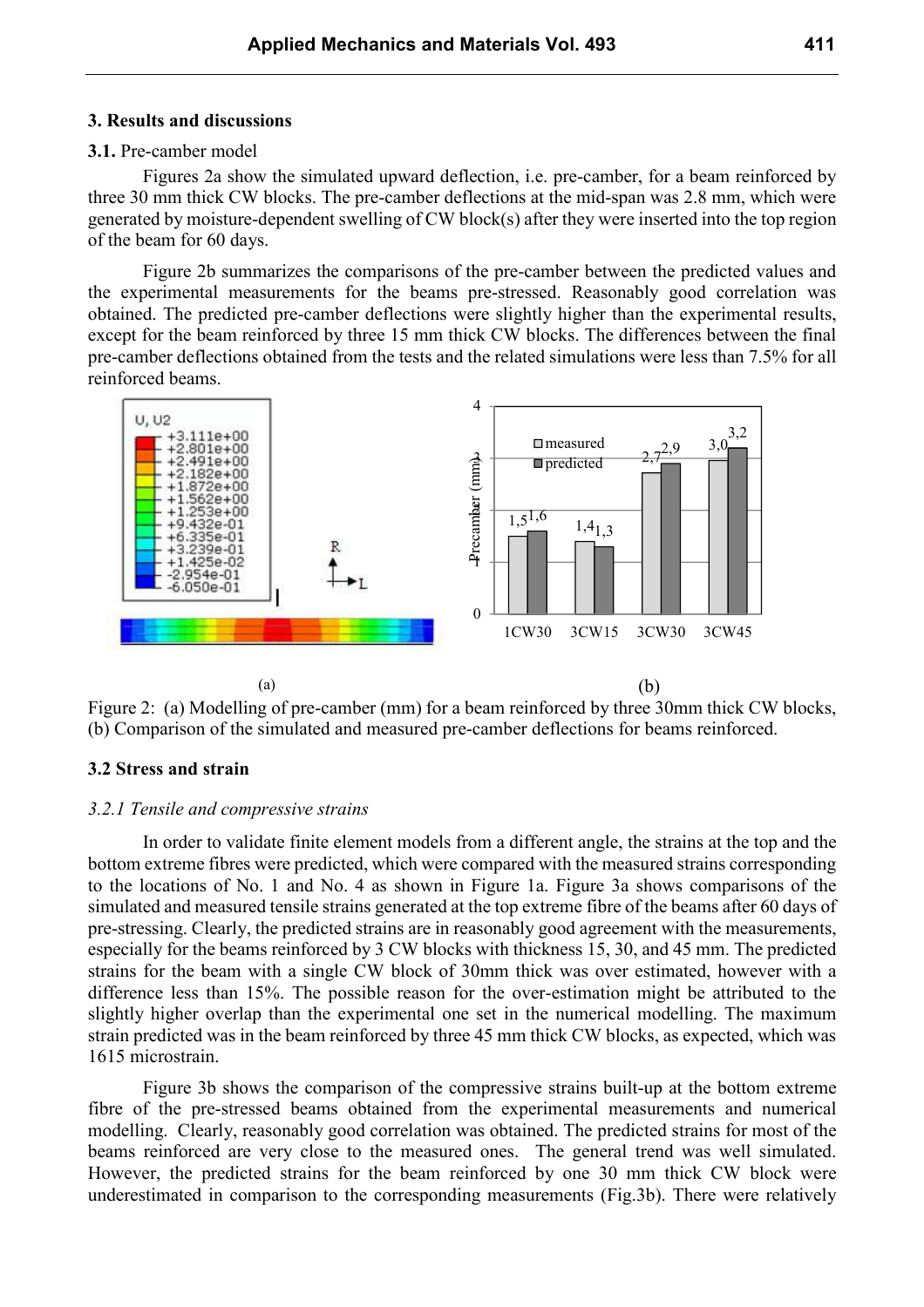## 3. Results and discussions

### 3.1. Pre-camber model

Figures 2a show the simulated upward deflection, i.e. pre-camber, for a beam reinforced by three 30 mm thick CW blocks. The pre-camber deflections at the mid-span was 2.8 mm, which were generated by moisture-dependent swelling of CW block(s) after they were inserted into the top region of the beam for 60 days.

Figure 2b summarizes the comparisons of the pre-camber between the predicted values and the experimental measurements for the beams pre-stressed. Reasonably good correlation was obtained. The predicted pre-camber deflections were slightly higher than the experimental results, except for the beam reinforced by three 15 mm thick CW blocks. The differences between the final pre-camber deflections obtained from the tests and the related simulations were less than 7.5% for all reinforced beams.

(a) (b)

Figure 2: (a) Modelling of pre-camber (mm) for a beam reinforced by three 30mm thick CW blocks, (b) Comparison of the simulated and measured pre-camber deflections for beams reinforced.

### 3.2 Stress and strain

#### *3.2.1 Tensile and compressive strains*

In order to validate finite element models from a different angle, the strains at the top and the bottom extreme fibres were predicted, which were compared with the measured strains corresponding to the locations of No. 1 and No. 4 as shown in Figure 1a. Figure 3a shows comparisons of the simulated and measured tensile strains generated at the top extreme fibre of the beams after 60 days of pre-stressing. Clearly, the predicted strains are in reasonably good agreement with the measurements, especially for the beams reinforced by 3 CW blocks with thickness 15, 30, and 45 mm. The predicted strains for the beam with a single CW block of 30mm thick was over estimated, however with a difference less than 15%. The possible reason for the over-estimation might be attributed to the slightly higher overlap than the experimental one set in the numerical modelling. The maximum strain predicted was in the beam reinforced by three 45 mm thick CW blocks, as expected, which was 1615 microstrain.

Figure 3b shows the comparison of the compressive strains built-up at the bottom extreme fibre of the pre-stressed beams obtained from the experimental measurements and numerical modelling. Clearly, reasonably good correlation was obtained. The predicted strains for most of the beams reinforced are very close to the measured ones. The general trend was well simulated. However, the predicted strains for the beam reinforced by one 30 mm thick CW block were underestimated in comparison to the corresponding measurements (Fig.3b). There were relatively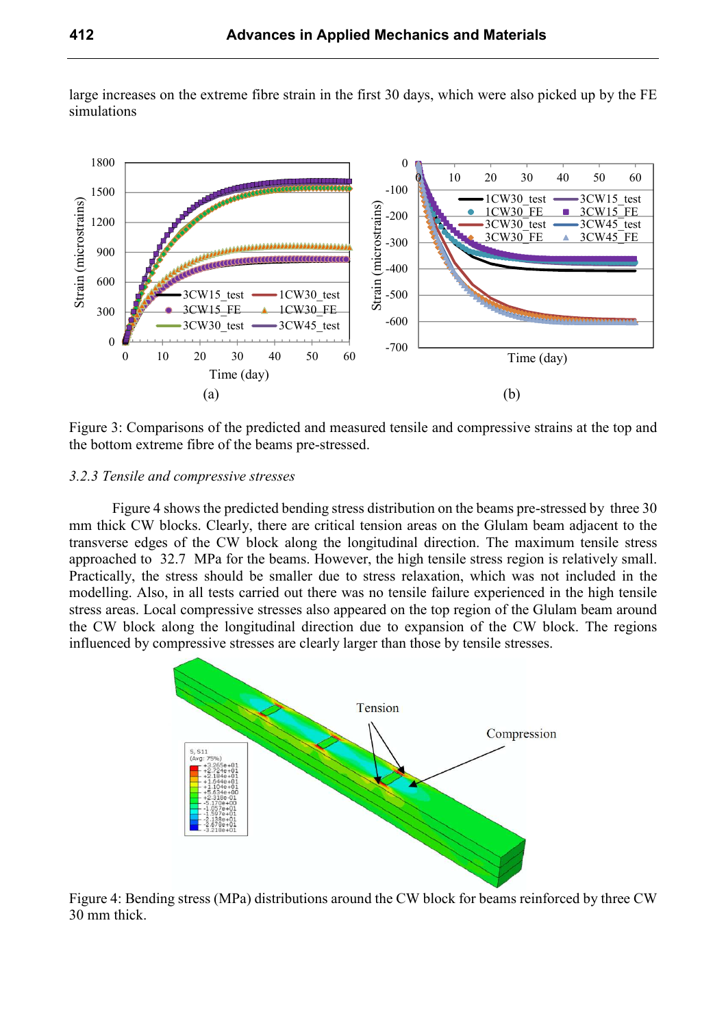large increases on the extreme fibre strain in the first 30 days, which were also picked up by the FE simulations

Figure 3: Comparisons of the predicted and measured tensile and compressive strains at the top and the bottom extreme fibre of the beams pre-stressed.

### 3.2.3 Tensile and compressive stresses

Figure 4 shows the predicted bending stress distribution on the beams pre-stressed by three 30 mm thick CW blocks. Clearly, there are critical tension areas on the Glulam beam adjacent to the transverse edges of the CW block along the longitudinal direction. The maximum tensile stress approached to 32.7 MPa for the beams. However, the high tensile stress region is relatively small. Practically, the stress should be smaller due to stress relaxation, which was not included in the modelling. Also, in all tests carried out there was no tensile failure experienced in the high tensile stress areas. Local compressive stresses also appeared on the top region of the Glulam beam around the CW block along the longitudinal direction due to expansion of the CW block. The regions influenced by compressive stresses are clearly larger than those by tensile stresses.

Figure 4: Bending stress (MPa) distributions around the CW block for beams reinforced by three CW 30 mm thick.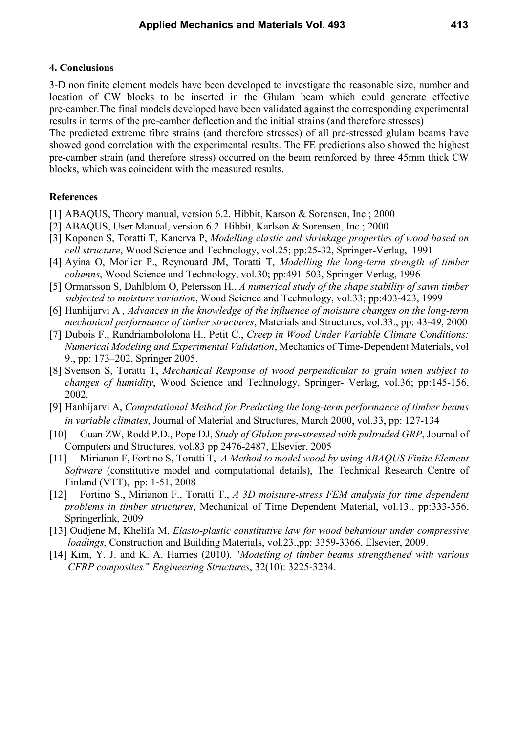## 4. Conclusions

3-D non finite element models have been developed to investigate the reasonable size, number and location of CW blocks to be inserted in the Glulam beam which could generate effective pre-camber.The final models developed have been validated against the corresponding experimental results in terms of the pre-camber deflection and the initial strains (and therefore stresses)

The predicted extreme fibre strains (and therefore stresses) of all pre-stressed glulam beams have showed good correlation with the experimental results. The FE predictions also showed the highest pre-camber strain (and therefore stress) occurred on the beam reinforced by three 45mm thick CW blocks, which was coincident with the measured results.

## References

[1] ABAQUS, Theory manual, version 6.2. Hibbit, Karson & Sorensen, Inc.; 2000

[2] ABAQUS, User Manual, version 6.2. Hibbit, Karlson & Sorensen, Inc.; 2000

[3] Koponen S, Toratti T, Kanerva P, *Modelling elastic and shrinkage properties of wood based on cell structure*, Wood Science and Technology, vol.25; pp:25-32, Springer-Verlag, 1991

[4] Ayina O, Morlier P., Reynouard JM, Toratti T, *Modelling the long-term strength of timber columns*, Wood Science and Technology, vol.30; pp:491-503, Springer-Verlag, 1996

[5] Ormarsson S, Dahlblom O, Petersson H., *A numerical study of the shape stability of sawn timber subjected to moisture variation*, Wood Science and Technology, vol.33; pp:403-423, 1999

[6] Hanhijarvi A *, Advances in the knowledge of the influence of moisture changes on the long-term mechanical performance of timber structures*, Materials and Structures, vol.33., pp: 43-49, 2000

[7] Dubois F., Randriambololona H., Petit C., *Creep in Wood Under Variable Climate Conditions: Numerical Modeling and Experimental Validation*, Mechanics of Time-Dependent Materials, vol 9., pp: 173–202, Springer 2005.

[8] Svenson S, Toratti T, *Mechanical Response of wood perpendicular to grain when subject to changes of humidity*, Wood Science and Technology, Springer- Verlag, vol.36; pp:145-156, 2002.

[9] Hanhijarvi A, *Computational Method for Predicting the long-term performance of timber beams in variable climates*, Journal of Material and Structures, March 2000, vol.33, pp: 127-134

[10] Guan ZW, Rodd P.D., Pope DJ, *Study of Glulam pre-stressed with pultruded GRP*, Journal of Computers and Structures, vol.83 pp 2476-2487, Elsevier, 2005

[11] Mirianon F, Fortino S, Toratti T, *A Method to model wood by using ABAQUS Finite Element Software* (constitutive model and computational details), The Technical Research Centre of Finland (VTT), pp: 1-51, 2008

[12] Fortino S., Mirianon F., Toratti T., *A 3D moisture-stress FEM analysis for time dependent problems in timber structures*, Mechanical of Time Dependent Material, vol.13., pp:333-356, Springerlink, 2009

[13] Oudjene M, Khelifa M, *Elasto-plastic constitutive law for wood behaviour under compressive loadings*, Construction and Building Materials, vol.23.,pp: 3359-3366, Elsevier, 2009.

[14] Kim, Y. J. and K. A. Harries (2010). "*Modeling of timber beams strengthened with various CFRP composites.*" *Engineering Structures*, 32(10): 3225-3234.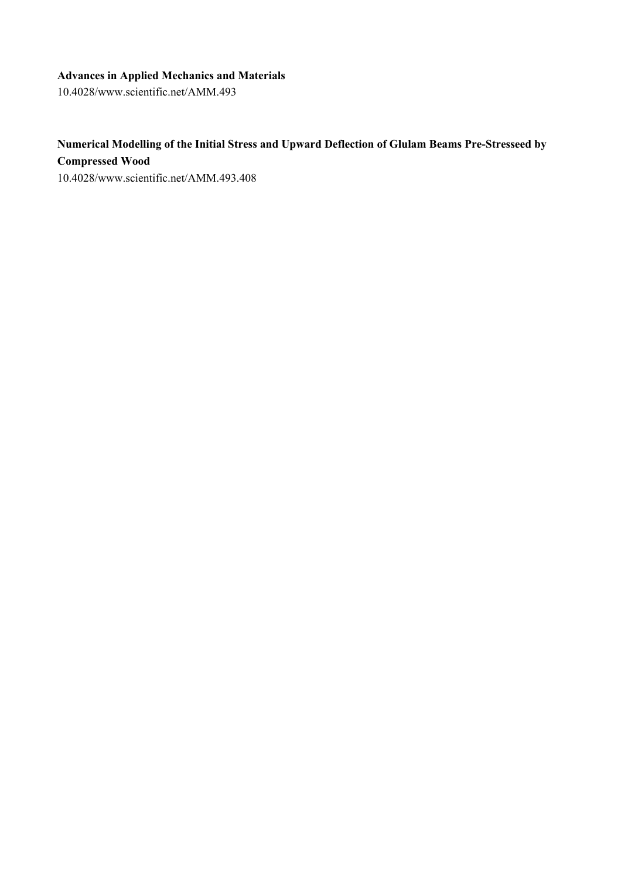**Advances in Applied Mechanics and Materials**
10.4028/www.scientific.net/AMM.493

**Numerical Modelling of the Initial Stress and Upward Deflection of Glulam Beams Pre-Stresseed by Compressed Wood**
10.4028/www.scientific.net/AMM.493.408